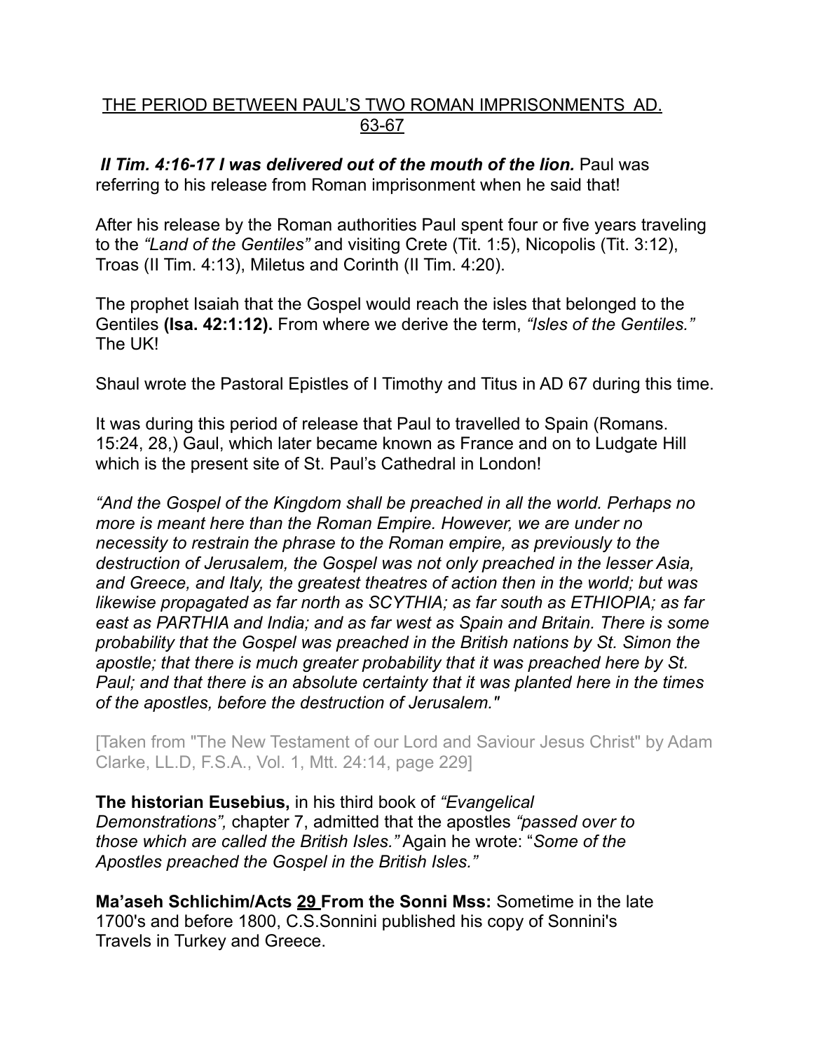# THE PERIOD BETWEEN PAUL'S TWO ROMAN IMPRISONMENTS AD. 63-67

***II Tim. 4:16-17 I was delivered out of the mouth of the lion.*** Paul was referring to his release from Roman imprisonment when he said that!

After his release by the Roman authorities Paul spent four or five years traveling to the *"Land of the Gentiles"* and visiting Crete (Tit. 1:5), Nicopolis (Tit. 3:12), Troas (II Tim. 4:13), Miletus and Corinth (II Tim. 4:20).

The prophet Isaiah that the Gospel would reach the isles that belonged to the Gentiles **(Isa. 42:1:12).** From where we derive the term, *"Isles of the Gentiles."* The UK!

Shaul wrote the Pastoral Epistles of I Timothy and Titus in AD 67 during this time.

It was during this period of release that Paul to travelled to Spain (Romans. 15:24, 28,) Gaul, which later became known as France and on to Ludgate Hill which is the present site of St. Paul's Cathedral in London!

*"And the Gospel of the Kingdom shall be preached in all the world. Perhaps no more is meant here than the Roman Empire. However, we are under no necessity to restrain the phrase to the Roman empire, as previously to the destruction of Jerusalem, the Gospel was not only preached in the lesser Asia, and Greece, and Italy, the greatest theatres of action then in the world; but was likewise propagated as far north as SCYTHIA; as far south as ETHIOPIA; as far east as PARTHIA and India; and as far west as Spain and Britain. There is some probability that the Gospel was preached in the British nations by St. Simon the apostle; that there is much greater probability that it was preached here by St. Paul; and that there is an absolute certainty that it was planted here in the times of the apostles, before the destruction of Jerusalem."*

[Taken from "The New Testament of our Lord and Saviour Jesus Christ" by Adam Clarke, LL.D, F.S.A., Vol. 1, Mtt. 24:14, page 229]

**The historian Eusebius,** in his third book of *"Evangelical Demonstrations",* chapter 7, admitted that the apostles *"passed over to those which are called the British Isles."* Again he wrote: "*Some of the Apostles preached the Gospel in the British Isles."*

**Ma'aseh Schlichim/Acts 29 From the Sonni Mss:** Sometime in the late 1700's and before 1800, C.S.Sonnini published his copy of Sonnini's Travels in Turkey and Greece.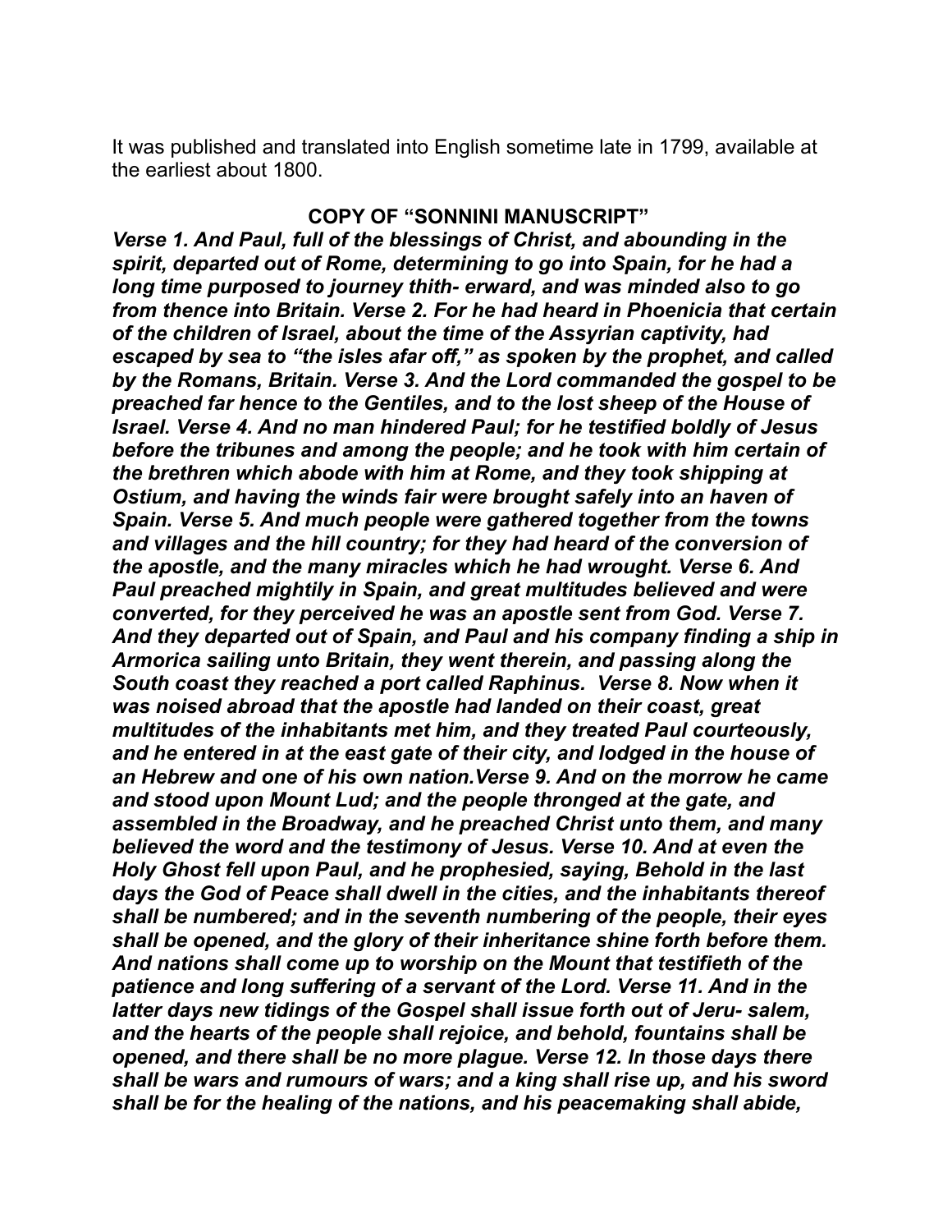It was published and translated into English sometime late in 1799, available at the earliest about 1800.

**COPY OF "SONNINI MANUSCRIPT"**

***Verse 1. And Paul, full of the blessings of Christ, and abounding in the spirit, departed out of Rome, determining to go into Spain, for he had a long time purposed to journey thith- erward, and was minded also to go from thence into Britain. Verse 2. For he had heard in Phoenicia that certain of the children of Israel, about the time of the Assyrian captivity, had escaped by sea to "the isles afar off," as spoken by the prophet, and called by the Romans, Britain. Verse 3. And the Lord commanded the gospel to be preached far hence to the Gentiles, and to the lost sheep of the House of Israel. Verse 4. And no man hindered Paul; for he testified boldly of Jesus before the tribunes and among the people; and he took with him certain of the brethren which abode with him at Rome, and they took shipping at Ostium, and having the winds fair were brought safely into an haven of Spain. Verse 5. And much people were gathered together from the towns and villages and the hill country; for they had heard of the conversion of the apostle, and the many miracles which he had wrought. Verse 6. And Paul preached mightily in Spain, and great multitudes believed and were converted, for they perceived he was an apostle sent from God. Verse 7. And they departed out of Spain, and Paul and his company finding a ship in Armorica sailing unto Britain, they went therein, and passing along the South coast they reached a port called Raphinus. Verse 8. Now when it was noised abroad that the apostle had landed on their coast, great multitudes of the inhabitants met him, and they treated Paul courteously, and he entered in at the east gate of their city, and lodged in the house of an Hebrew and one of his own nation.Verse 9. And on the morrow he came and stood upon Mount Lud; and the people thronged at the gate, and assembled in the Broadway, and he preached Christ unto them, and many believed the word and the testimony of Jesus. Verse 10. And at even the Holy Ghost fell upon Paul, and he prophesied, saying, Behold in the last days the God of Peace shall dwell in the cities, and the inhabitants thereof shall be numbered; and in the seventh numbering of the people, their eyes shall be opened, and the glory of their inheritance shine forth before them. And nations shall come up to worship on the Mount that testifieth of the patience and long suffering of a servant of the Lord. Verse 11. And in the latter days new tidings of the Gospel shall issue forth out of Jeru- salem, and the hearts of the people shall rejoice, and behold, fountains shall be opened, and there shall be no more plague. Verse 12. In those days there shall be wars and rumours of wars; and a king shall rise up, and his sword shall be for the healing of the nations, and his peacemaking shall abide,***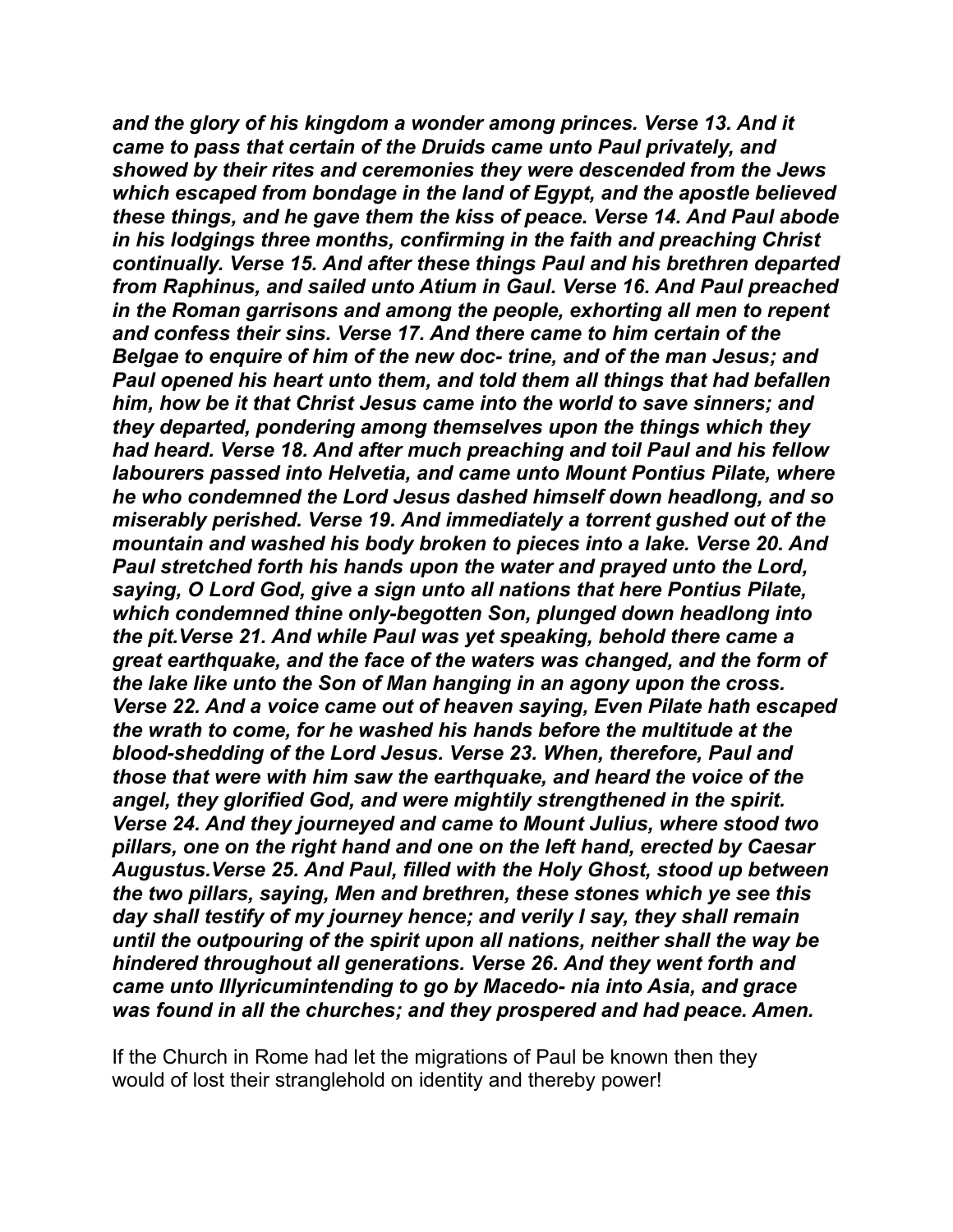*and the glory of his kingdom a wonder among princes. Verse 13. And it came to pass that certain of the Druids came unto Paul privately, and showed by their rites and ceremonies they were descended from the Jews which escaped from bondage in the land of Egypt, and the apostle believed these things, and he gave them the kiss of peace. Verse 14. And Paul abode in his lodgings three months, confirming in the faith and preaching Christ continually. Verse 15. And after these things Paul and his brethren departed from Raphinus, and sailed unto Atium in Gaul. Verse 16. And Paul preached in the Roman garrisons and among the people, exhorting all men to repent and confess their sins. Verse 17. And there came to him certain of the Belgae to enquire of him of the new doc- trine, and of the man Jesus; and Paul opened his heart unto them, and told them all things that had befallen him, how be it that Christ Jesus came into the world to save sinners; and they departed, pondering among themselves upon the things which they had heard. Verse 18. And after much preaching and toil Paul and his fellow labourers passed into Helvetia, and came unto Mount Pontius Pilate, where he who condemned the Lord Jesus dashed himself down headlong, and so miserably perished. Verse 19. And immediately a torrent gushed out of the mountain and washed his body broken to pieces into a lake. Verse 20. And Paul stretched forth his hands upon the water and prayed unto the Lord, saying, O Lord God, give a sign unto all nations that here Pontius Pilate, which condemned thine only-begotten Son, plunged down headlong into the pit.Verse 21. And while Paul was yet speaking, behold there came a great earthquake, and the face of the waters was changed, and the form of the lake like unto the Son of Man hanging in an agony upon the cross. Verse 22. And a voice came out of heaven saying, Even Pilate hath escaped the wrath to come, for he washed his hands before the multitude at the blood-shedding of the Lord Jesus. Verse 23. When, therefore, Paul and those that were with him saw the earthquake, and heard the voice of the angel, they glorified God, and were mightily strengthened in the spirit. Verse 24. And they journeyed and came to Mount Julius, where stood two pillars, one on the right hand and one on the left hand, erected by Caesar Augustus.Verse 25. And Paul, filled with the Holy Ghost, stood up between the two pillars, saying, Men and brethren, these stones which ye see this day shall testify of my journey hence; and verily I say, they shall remain until the outpouring of the spirit upon all nations, neither shall the way be hindered throughout all generations. Verse 26. And they went forth and came unto Illyricumintending to go by Macedo- nia into Asia, and grace was found in all the churches; and they prospered and had peace. Amen.***

If the Church in Rome had let the migrations of Paul be known then they would of lost their stranglehold on identity and thereby power!